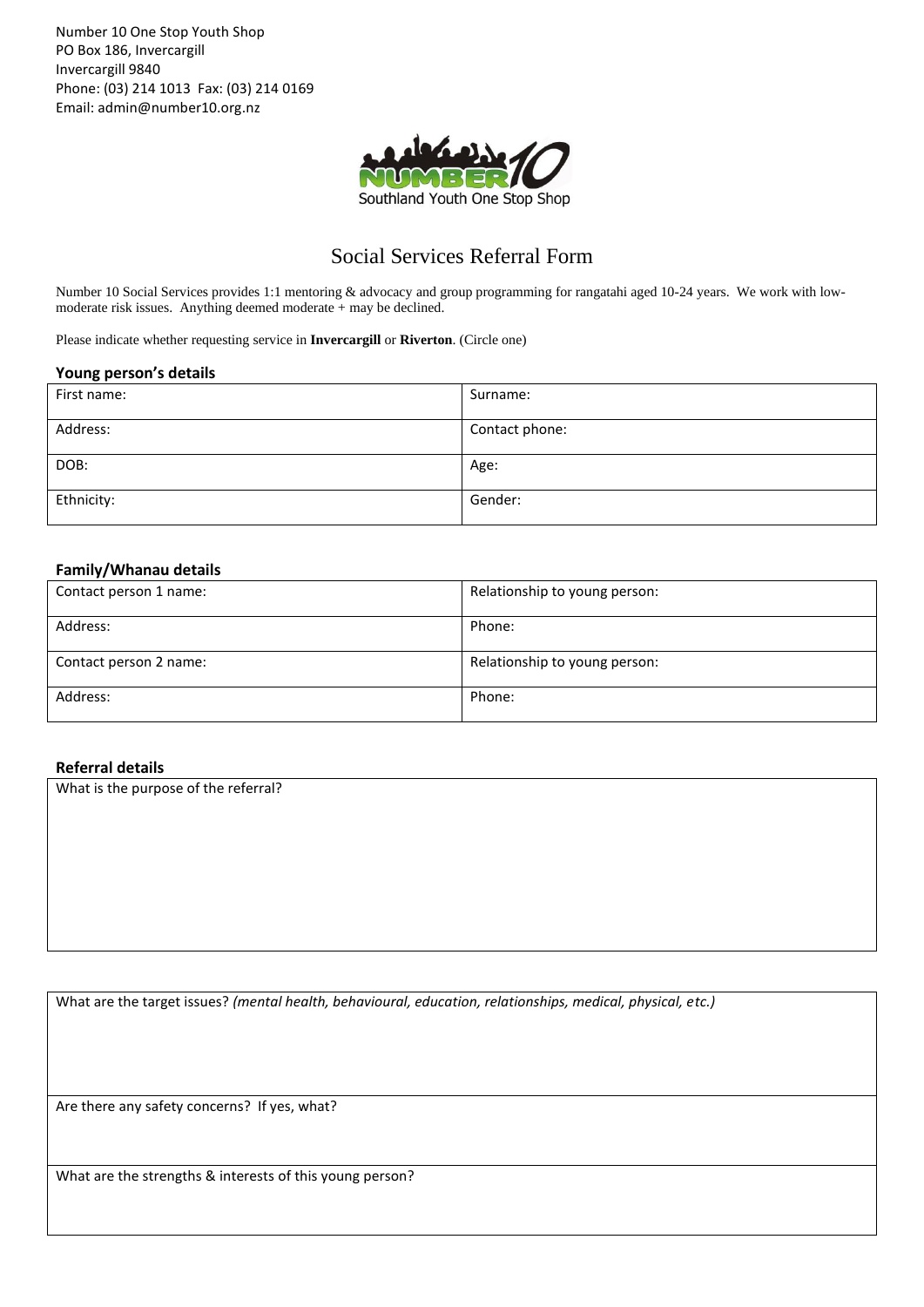Number 10 One Stop Youth Shop
PO Box 186, Invercargill
Invercargill 9840
Phone: (03) 214 1013 Fax: (03) 214 0169
Email: admin@number10.org.nz

Southland Youth One Stop Shop

# Social Services Referral Form

Number 10 Social Services provides 1:1 mentoring & advocacy and group programming for rangatahi aged 10-24 years. We work with low-moderate risk issues. Anything deemed moderate + may be declined.

Please indicate whether requesting service in **Invercargill** or **Riverton**. (Circle one)

### Young person's details

| First name: | Surname: |
|---|---|
| Address: | Contact phone: |
| DOB: | Age: |
| Ethnicity: | Gender: |

### Family/Whanau details

| Contact person 1 name: | Relationship to young person: |
|---|---|
| Address: | Phone: |
| Contact person 2 name: | Relationship to young person: |
| Address: | Phone: |

### Referral details

What is the purpose of the referral?

What are the target issues? *(mental health, behavioural, education, relationships, medical, physical, etc.)*

Are there any safety concerns? If yes, what?

What are the strengths & interests of this young person?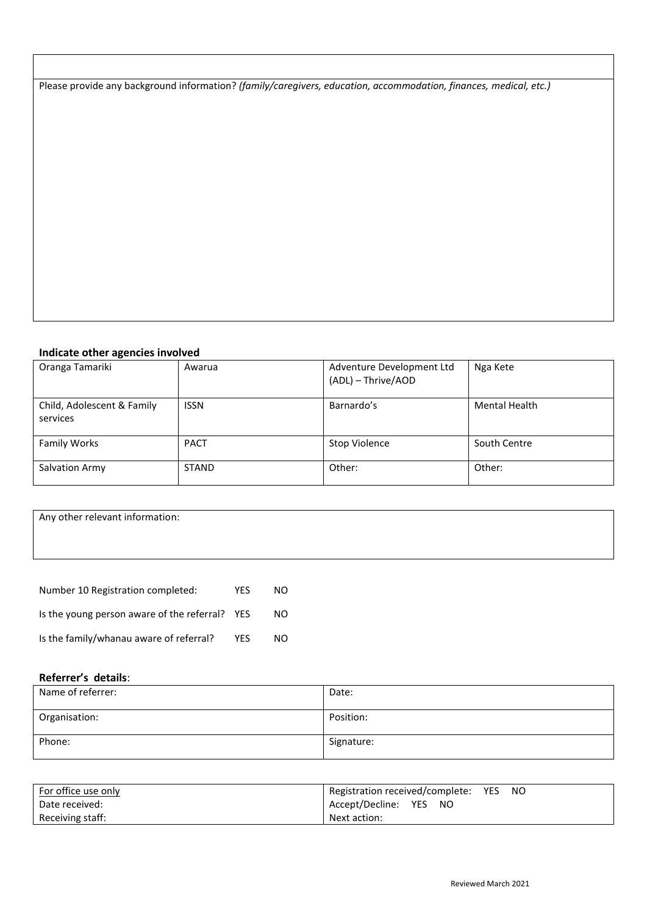Please provide any background information? *(family/caregivers, education, accommodation, finances, medical, etc.)*

### Indicate other agencies involved

| | | | |
|---|---|---|---|
| Oranga Tamariki | Awarua | Adventure Development Ltd (ADL) – Thrive/AOD | Nga Kete |
| Child, Adolescent & Family services | ISSN | Barnardo's | Mental Health |
| Family Works | PACT | Stop Violence | South Centre |
| Salvation Army | STAND | Other: | Other: |

Any other relevant information:

Number 10 Registration completed: YES NO

Is the young person aware of the referral? YES NO

Is the family/whanau aware of referral? YES NO

### Referrer's details:

| | |
|---|---|
| Name of referrer: | Date: |
| Organisation: | Position: |
| Phone: | Signature: |

| | |
|---|---|
| For office use only | Registration received/complete: YES NO |
| Date received: | Accept/Decline: YES NO |
| Receiving staff: | Next action: |

Reviewed March 2021